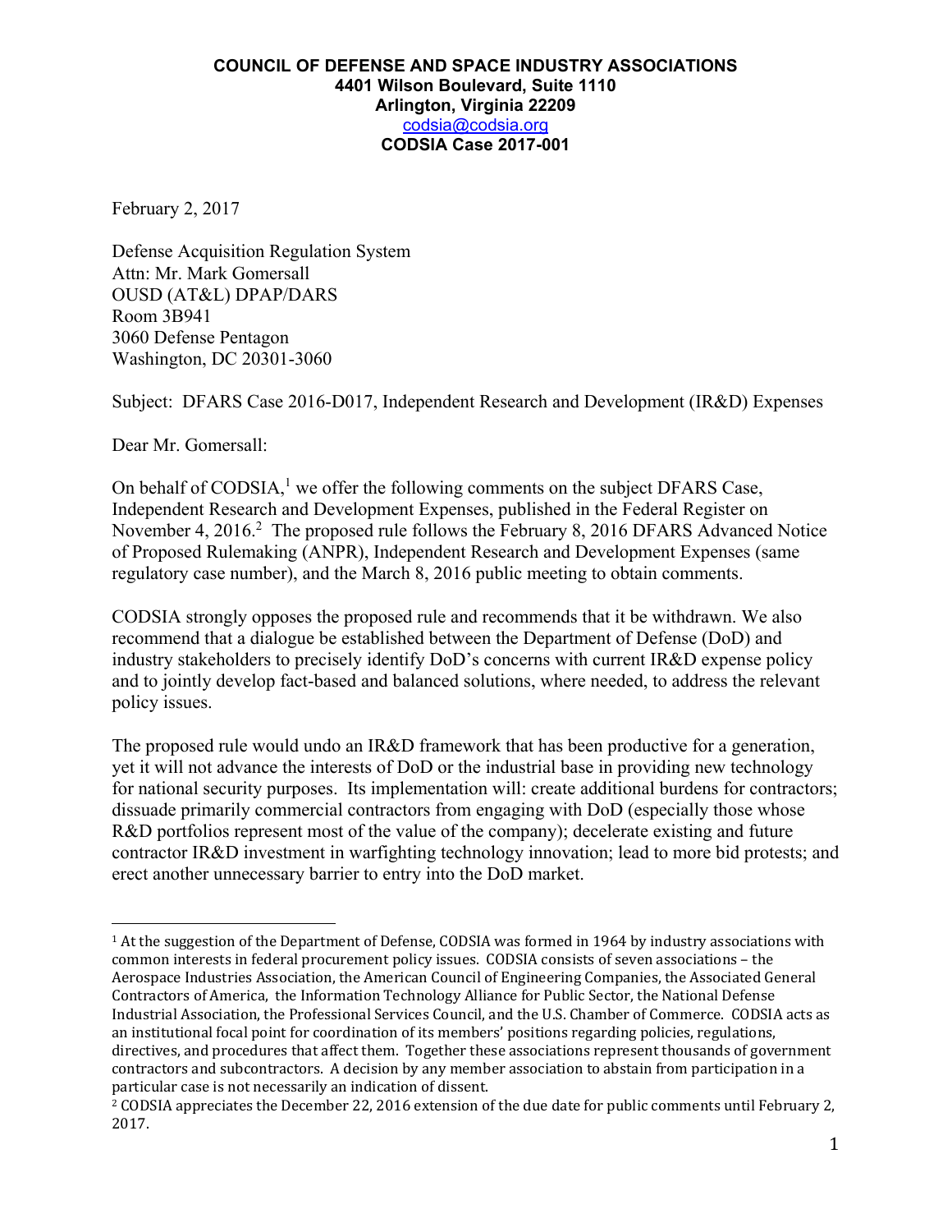**COUNCIL OF DEFENSE AND SPACE INDUSTRY ASSOCIATIONS**
**4401 Wilson Boulevard, Suite 1110**
**Arlington, Virginia 22209**
codsia@codsia.org
**CODSIA Case 2017-001**

February 2, 2017

Defense Acquisition Regulation System
Attn: Mr. Mark Gomersall
OUSD (AT&L) DPAP/DARS
Room 3B941
3060 Defense Pentagon
Washington, DC 20301-3060

Subject: DFARS Case 2016-D017, Independent Research and Development (IR&D) Expenses

Dear Mr. Gomersall:

On behalf of CODSIA,[1] we offer the following comments on the subject DFARS Case, Independent Research and Development Expenses, published in the Federal Register on November 4, 2016.[2] The proposed rule follows the February 8, 2016 DFARS Advanced Notice of Proposed Rulemaking (ANPR), Independent Research and Development Expenses (same regulatory case number), and the March 8, 2016 public meeting to obtain comments.

CODSIA strongly opposes the proposed rule and recommends that it be withdrawn. We also recommend that a dialogue be established between the Department of Defense (DoD) and industry stakeholders to precisely identify DoD's concerns with current IR&D expense policy and to jointly develop fact-based and balanced solutions, where needed, to address the relevant policy issues.

The proposed rule would undo an IR&D framework that has been productive for a generation, yet it will not advance the interests of DoD or the industrial base in providing new technology for national security purposes. Its implementation will: create additional burdens for contractors; dissuade primarily commercial contractors from engaging with DoD (especially those whose R&D portfolios represent most of the value of the company); decelerate existing and future contractor IR&D investment in warfighting technology innovation; lead to more bid protests; and erect another unnecessary barrier to entry into the DoD market.

---

[1] At the suggestion of the Department of Defense, CODSIA was formed in 1964 by industry associations with common interests in federal procurement policy issues. CODSIA consists of seven associations – the Aerospace Industries Association, the American Council of Engineering Companies, the Associated General Contractors of America, the Information Technology Alliance for Public Sector, the National Defense Industrial Association, the Professional Services Council, and the U.S. Chamber of Commerce. CODSIA acts as an institutional focal point for coordination of its members' positions regarding policies, regulations, directives, and procedures that affect them. Together these associations represent thousands of government contractors and subcontractors. A decision by any member association to abstain from participation in a particular case is not necessarily an indication of dissent.

[2] CODSIA appreciates the December 22, 2016 extension of the due date for public comments until February 2, 2017.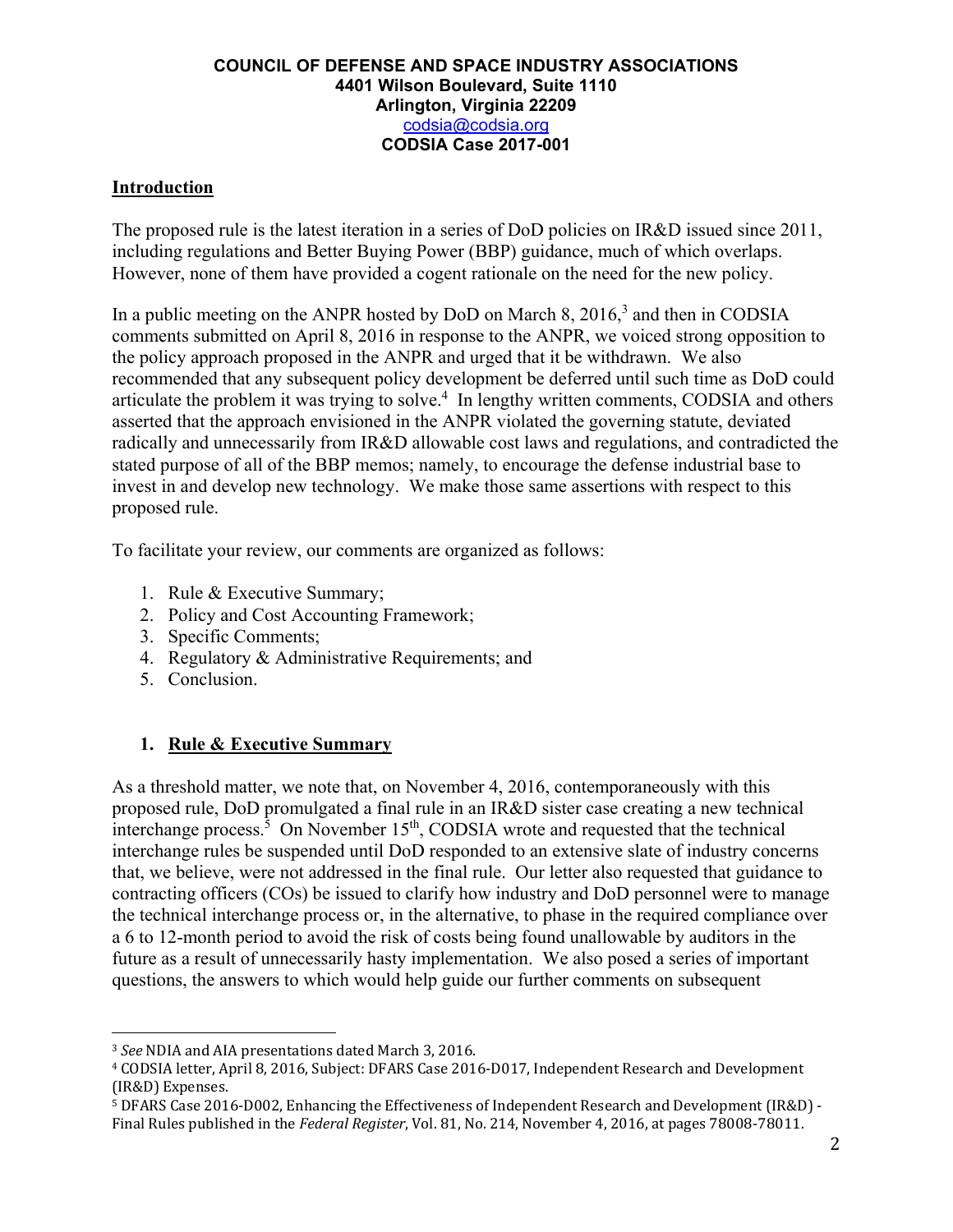**COUNCIL OF DEFENSE AND SPACE INDUSTRY ASSOCIATIONS**
**4401 Wilson Boulevard, Suite 1110**
**Arlington, Virginia 22209**
codsia@codsia.org
**CODSIA Case 2017-001**

## Introduction

The proposed rule is the latest iteration in a series of DoD policies on IR&D issued since 2011, including regulations and Better Buying Power (BBP) guidance, much of which overlaps. However, none of them have provided a cogent rationale on the need for the new policy.

In a public meeting on the ANPR hosted by DoD on March 8, 2016,[3] and then in CODSIA comments submitted on April 8, 2016 in response to the ANPR, we voiced strong opposition to the policy approach proposed in the ANPR and urged that it be withdrawn. We also recommended that any subsequent policy development be deferred until such time as DoD could articulate the problem it was trying to solve.[4] In lengthy written comments, CODSIA and others asserted that the approach envisioned in the ANPR violated the governing statute, deviated radically and unnecessarily from IR&D allowable cost laws and regulations, and contradicted the stated purpose of all of the BBP memos; namely, to encourage the defense industrial base to invest in and develop new technology. We make those same assertions with respect to this proposed rule.

To facilitate your review, our comments are organized as follows:

1. Rule & Executive Summary;
2. Policy and Cost Accounting Framework;
3. Specific Comments;
4. Regulatory & Administrative Requirements; and
5. Conclusion.

## 1. Rule & Executive Summary

As a threshold matter, we note that, on November 4, 2016, contemporaneously with this proposed rule, DoD promulgated a final rule in an IR&D sister case creating a new technical interchange process.[5] On November 15th, CODSIA wrote and requested that the technical interchange rules be suspended until DoD responded to an extensive slate of industry concerns that, we believe, were not addressed in the final rule. Our letter also requested that guidance to contracting officers (COs) be issued to clarify how industry and DoD personnel were to manage the technical interchange process or, in the alternative, to phase in the required compliance over a 6 to 12-month period to avoid the risk of costs being found unallowable by auditors in the future as a result of unnecessarily hasty implementation. We also posed a series of important questions, the answers to which would help guide our further comments on subsequent

---

[3] *See* NDIA and AIA presentations dated March 3, 2016.

[4] CODSIA letter, April 8, 2016, Subject: DFARS Case 2016-D017, Independent Research and Development (IR&D) Expenses.

[5] DFARS Case 2016-D002, Enhancing the Effectiveness of Independent Research and Development (IR&D) - Final Rules published in the *Federal Register*, Vol. 81, No. 214, November 4, 2016, at pages 78008-78011.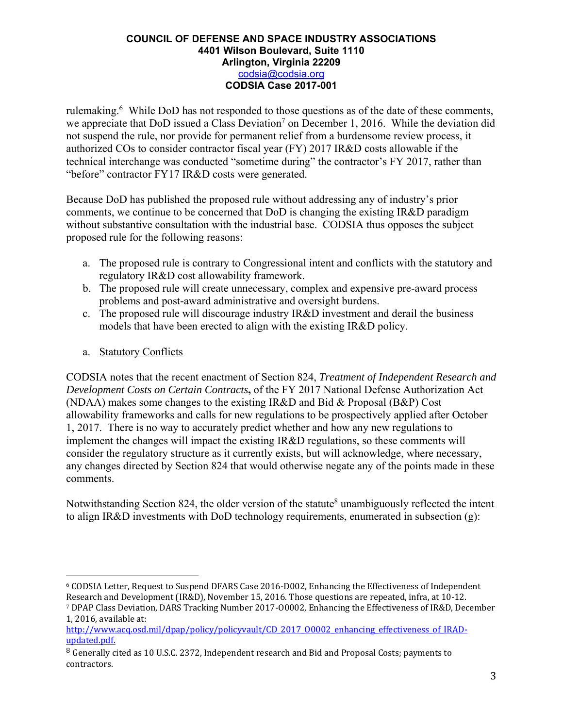rulemaking.[6] While DoD has not responded to those questions as of the date of these comments, we appreciate that DoD issued a Class Deviation[7] on December 1, 2016. While the deviation did not suspend the rule, nor provide for permanent relief from a burdensome review process, it authorized COs to consider contractor fiscal year (FY) 2017 IR&D costs allowable if the technical interchange was conducted "sometime during" the contractor's FY 2017, rather than "before" contractor FY17 IR&D costs were generated.

Because DoD has published the proposed rule without addressing any of industry's prior comments, we continue to be concerned that DoD is changing the existing IR&D paradigm without substantive consultation with the industrial base. CODSIA thus opposes the subject proposed rule for the following reasons:

a. The proposed rule is contrary to Congressional intent and conflicts with the statutory and regulatory IR&D cost allowability framework.
b. The proposed rule will create unnecessary, complex and expensive pre-award process problems and post-award administrative and oversight burdens.
c. The proposed rule will discourage industry IR&D investment and derail the business models that have been erected to align with the existing IR&D policy.

a. <u>Statutory Conflicts</u>

CODSIA notes that the recent enactment of Section 824, *Treatment of Independent Research and Development Costs on Certain Contracts*, of the FY 2017 National Defense Authorization Act (NDAA) makes some changes to the existing IR&D and Bid & Proposal (B&P) Cost allowability frameworks and calls for new regulations to be prospectively applied after October 1, 2017. There is no way to accurately predict whether and how any new regulations to implement the changes will impact the existing IR&D regulations, so these comments will consider the regulatory structure as it currently exists, but will acknowledge, where necessary, any changes directed by Section 824 that would otherwise negate any of the points made in these comments.

Notwithstanding Section 824, the older version of the statute[8] unambiguously reflected the intent to align IR&D investments with DoD technology requirements, enumerated in subsection (g):

---

[6] CODSIA Letter, Request to Suspend DFARS Case 2016-D002, Enhancing the Effectiveness of Independent Research and Development (IR&D), November 15, 2016. Those questions are repeated, infra, at 10-12.

[7] DPAP Class Deviation, DARS Tracking Number 2017-O0002, Enhancing the Effectiveness of IR&D, December 1, 2016, available at: http://www.acq.osd.mil/dpap/policy/policyvault/CD_2017_O0002_enhancing_effectiveness_of_IRAD-updated.pdf.

[8] Generally cited as 10 U.S.C. 2372, Independent research and Bid and Proposal Costs; payments to contractors.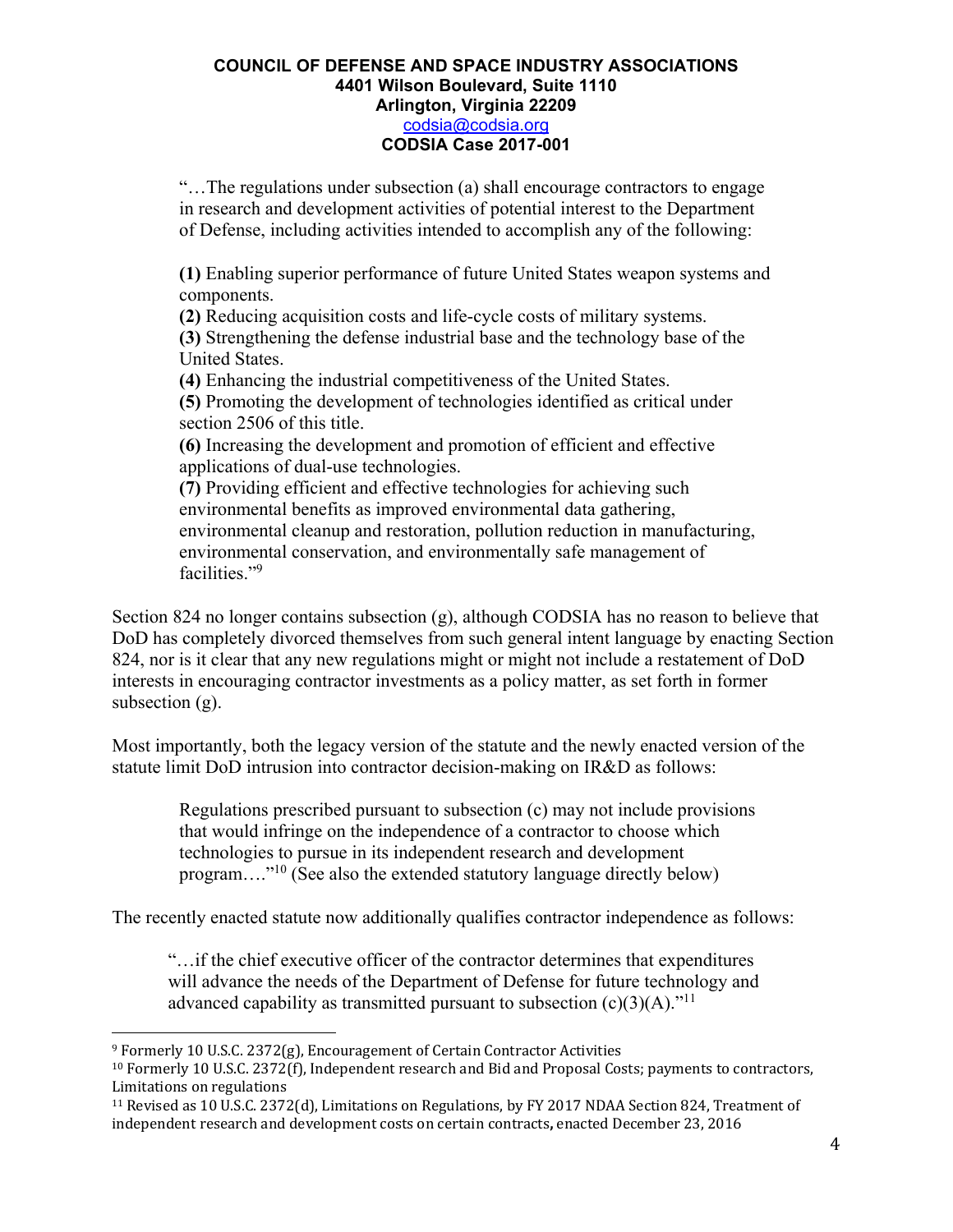> "…The regulations under subsection (a) shall encourage contractors to engage in research and development activities of potential interest to the Department of Defense, including activities intended to accomplish any of the following:
>
> **(1)** Enabling superior performance of future United States weapon systems and components.
> **(2)** Reducing acquisition costs and life-cycle costs of military systems.
> **(3)** Strengthening the defense industrial base and the technology base of the United States.
> **(4)** Enhancing the industrial competitiveness of the United States.
> **(5)** Promoting the development of technologies identified as critical under section 2506 of this title.
> **(6)** Increasing the development and promotion of efficient and effective applications of dual-use technologies.
> **(7)** Providing efficient and effective technologies for achieving such environmental benefits as improved environmental data gathering, environmental cleanup and restoration, pollution reduction in manufacturing, environmental conservation, and environmentally safe management of facilities."[9]

Section 824 no longer contains subsection (g), although CODSIA has no reason to believe that DoD has completely divorced themselves from such general intent language by enacting Section 824, nor is it clear that any new regulations might or might not include a restatement of DoD interests in encouraging contractor investments as a policy matter, as set forth in former subsection (g).

Most importantly, both the legacy version of the statute and the newly enacted version of the statute limit DoD intrusion into contractor decision-making on IR&D as follows:

> Regulations prescribed pursuant to subsection (c) may not include provisions that would infringe on the independence of a contractor to choose which technologies to pursue in its independent research and development program…."[10] (See also the extended statutory language directly below)

The recently enacted statute now additionally qualifies contractor independence as follows:

> "…if the chief executive officer of the contractor determines that expenditures will advance the needs of the Department of Defense for future technology and advanced capability as transmitted pursuant to subsection (c)(3)(A)."[11]

---

[9] Formerly 10 U.S.C. 2372(g), Encouragement of Certain Contractor Activities

[10] Formerly 10 U.S.C. 2372(f), Independent research and Bid and Proposal Costs; payments to contractors, Limitations on regulations

[11] Revised as 10 U.S.C. 2372(d), Limitations on Regulations, by FY 2017 NDAA Section 824, Treatment of independent research and development costs on certain contracts**,** enacted December 23, 2016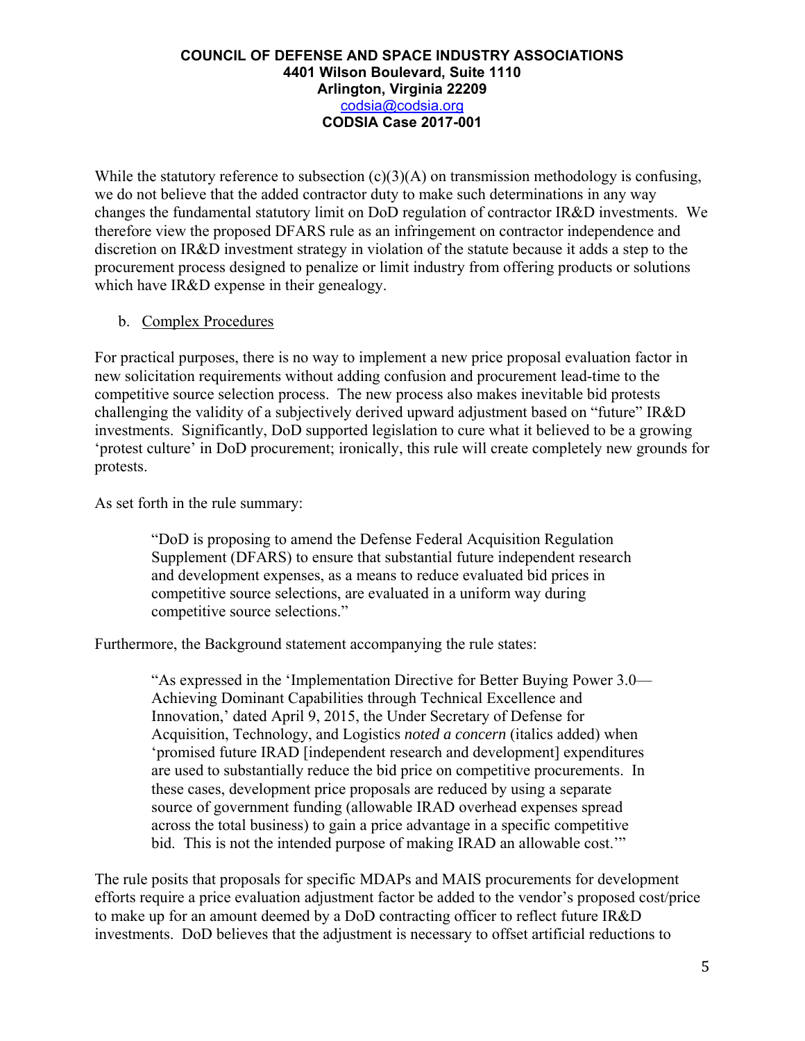**COUNCIL OF DEFENSE AND SPACE INDUSTRY ASSOCIATIONS**
**4401 Wilson Boulevard, Suite 1110**
**Arlington, Virginia 22209**
codsia@codsia.org
**CODSIA Case 2017-001**

While the statutory reference to subsection (c)(3)(A) on transmission methodology is confusing, we do not believe that the added contractor duty to make such determinations in any way changes the fundamental statutory limit on DoD regulation of contractor IR&D investments. We therefore view the proposed DFARS rule as an infringement on contractor independence and discretion on IR&D investment strategy in violation of the statute because it adds a step to the procurement process designed to penalize or limit industry from offering products or solutions which have IR&D expense in their genealogy.

b. Complex Procedures

For practical purposes, there is no way to implement a new price proposal evaluation factor in new solicitation requirements without adding confusion and procurement lead-time to the competitive source selection process. The new process also makes inevitable bid protests challenging the validity of a subjectively derived upward adjustment based on "future" IR&D investments. Significantly, DoD supported legislation to cure what it believed to be a growing 'protest culture' in DoD procurement; ironically, this rule will create completely new grounds for protests.

As set forth in the rule summary:

> "DoD is proposing to amend the Defense Federal Acquisition Regulation Supplement (DFARS) to ensure that substantial future independent research and development expenses, as a means to reduce evaluated bid prices in competitive source selections, are evaluated in a uniform way during competitive source selections."

Furthermore, the Background statement accompanying the rule states:

> "As expressed in the 'Implementation Directive for Better Buying Power 3.0—Achieving Dominant Capabilities through Technical Excellence and Innovation,' dated April 9, 2015, the Under Secretary of Defense for Acquisition, Technology, and Logistics *noted a concern* (italics added) when 'promised future IRAD [independent research and development] expenditures are used to substantially reduce the bid price on competitive procurements. In these cases, development price proposals are reduced by using a separate source of government funding (allowable IRAD overhead expenses spread across the total business) to gain a price advantage in a specific competitive bid. This is not the intended purpose of making IRAD an allowable cost.'"

The rule posits that proposals for specific MDAPs and MAIS procurements for development efforts require a price evaluation adjustment factor be added to the vendor's proposed cost/price to make up for an amount deemed by a DoD contracting officer to reflect future IR&D investments. DoD believes that the adjustment is necessary to offset artificial reductions to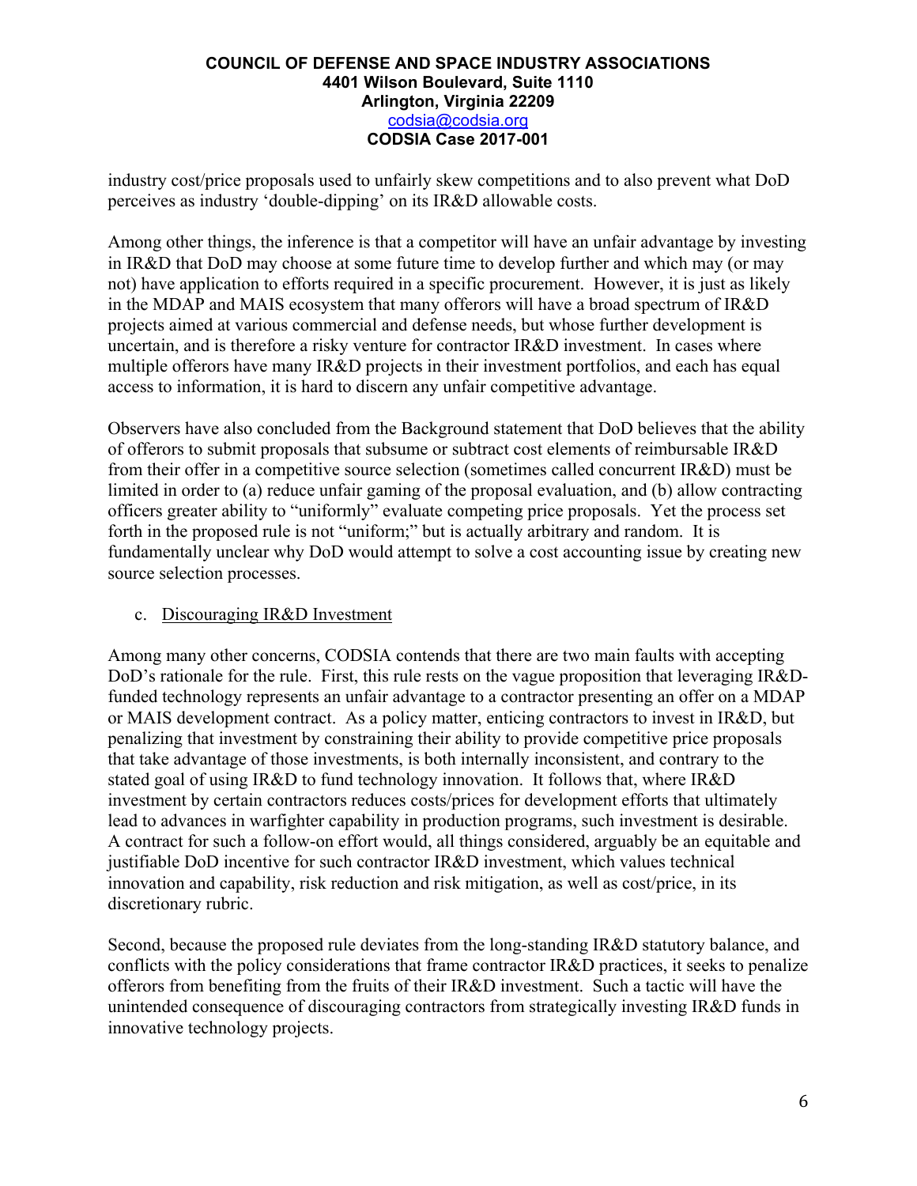industry cost/price proposals used to unfairly skew competitions and to also prevent what DoD perceives as industry 'double-dipping' on its IR&D allowable costs.

Among other things, the inference is that a competitor will have an unfair advantage by investing in IR&D that DoD may choose at some future time to develop further and which may (or may not) have application to efforts required in a specific procurement. However, it is just as likely in the MDAP and MAIS ecosystem that many offerors will have a broad spectrum of IR&D projects aimed at various commercial and defense needs, but whose further development is uncertain, and is therefore a risky venture for contractor IR&D investment. In cases where multiple offerors have many IR&D projects in their investment portfolios, and each has equal access to information, it is hard to discern any unfair competitive advantage.

Observers have also concluded from the Background statement that DoD believes that the ability of offerors to submit proposals that subsume or subtract cost elements of reimbursable IR&D from their offer in a competitive source selection (sometimes called concurrent IR&D) must be limited in order to (a) reduce unfair gaming of the proposal evaluation, and (b) allow contracting officers greater ability to "uniformly" evaluate competing price proposals. Yet the process set forth in the proposed rule is not "uniform;" but is actually arbitrary and random. It is fundamentally unclear why DoD would attempt to solve a cost accounting issue by creating new source selection processes.

c. Discouraging IR&D Investment

Among many other concerns, CODSIA contends that there are two main faults with accepting DoD's rationale for the rule. First, this rule rests on the vague proposition that leveraging IR&D-funded technology represents an unfair advantage to a contractor presenting an offer on a MDAP or MAIS development contract. As a policy matter, enticing contractors to invest in IR&D, but penalizing that investment by constraining their ability to provide competitive price proposals that take advantage of those investments, is both internally inconsistent, and contrary to the stated goal of using IR&D to fund technology innovation. It follows that, where IR&D investment by certain contractors reduces costs/prices for development efforts that ultimately lead to advances in warfighter capability in production programs, such investment is desirable. A contract for such a follow-on effort would, all things considered, arguably be an equitable and justifiable DoD incentive for such contractor IR&D investment, which values technical innovation and capability, risk reduction and risk mitigation, as well as cost/price, in its discretionary rubric.

Second, because the proposed rule deviates from the long-standing IR&D statutory balance, and conflicts with the policy considerations that frame contractor IR&D practices, it seeks to penalize offerors from benefiting from the fruits of their IR&D investment. Such a tactic will have the unintended consequence of discouraging contractors from strategically investing IR&D funds in innovative technology projects.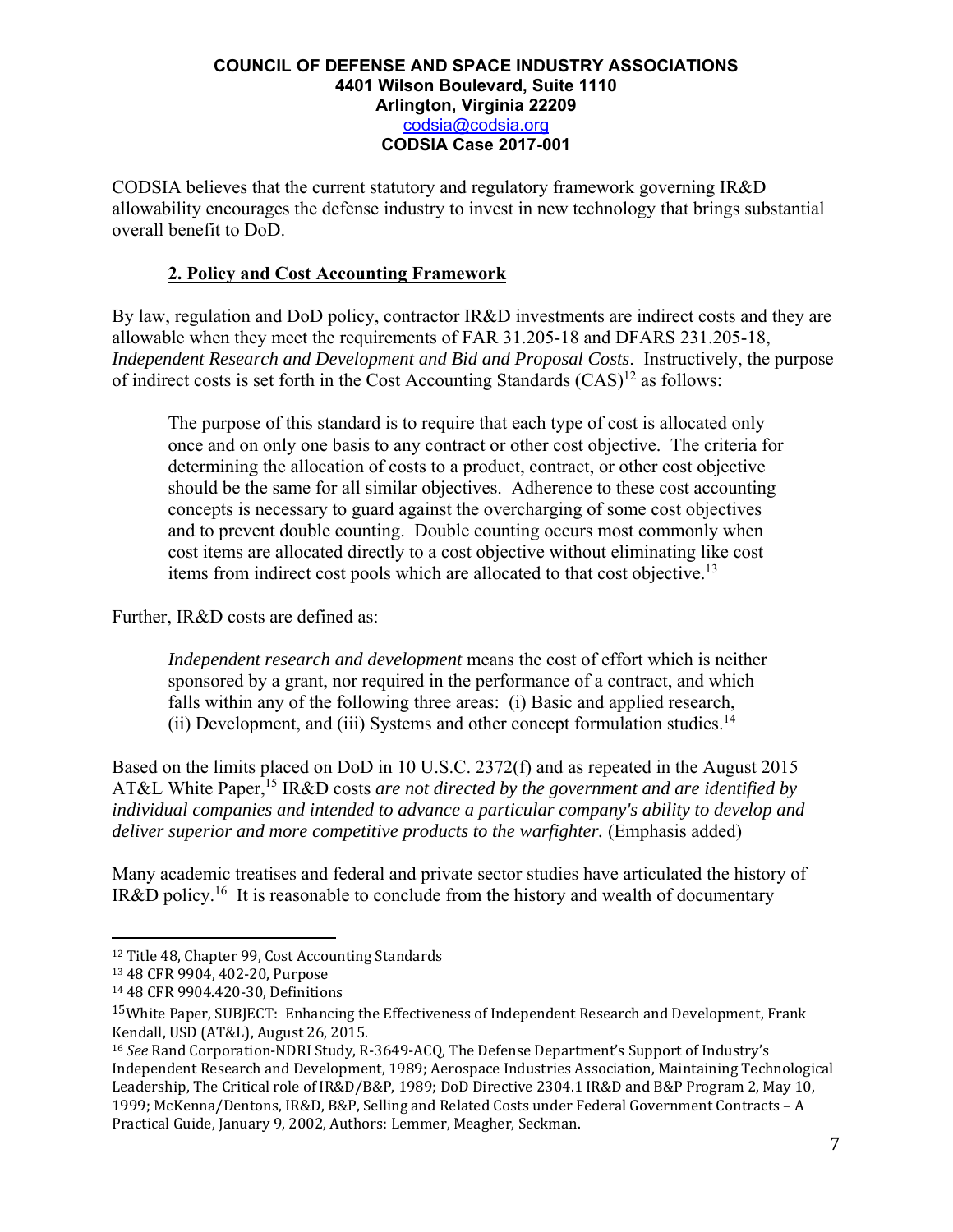CODSIA believes that the current statutory and regulatory framework governing IR&D allowability encourages the defense industry to invest in new technology that brings substantial overall benefit to DoD.

## **2. Policy and Cost Accounting Framework**

By law, regulation and DoD policy, contractor IR&D investments are indirect costs and they are allowable when they meet the requirements of FAR 31.205-18 and DFARS 231.205-18, *Independent Research and Development and Bid and Proposal Costs*. Instructively, the purpose of indirect costs is set forth in the Cost Accounting Standards (CAS)[12] as follows:

> The purpose of this standard is to require that each type of cost is allocated only once and on only one basis to any contract or other cost objective. The criteria for determining the allocation of costs to a product, contract, or other cost objective should be the same for all similar objectives. Adherence to these cost accounting concepts is necessary to guard against the overcharging of some cost objectives and to prevent double counting. Double counting occurs most commonly when cost items are allocated directly to a cost objective without eliminating like cost items from indirect cost pools which are allocated to that cost objective.[13]

Further, IR&D costs are defined as:

> *Independent research and development* means the cost of effort which is neither sponsored by a grant, nor required in the performance of a contract, and which falls within any of the following three areas: (i) Basic and applied research, (ii) Development, and (iii) Systems and other concept formulation studies.[14]

Based on the limits placed on DoD in 10 U.S.C. 2372(f) and as repeated in the August 2015 AT&L White Paper,[15] IR&D costs *are not directed by the government and are identified by individual companies and intended to advance a particular company's ability to develop and deliver superior and more competitive products to the warfighter.* (Emphasis added)

Many academic treatises and federal and private sector studies have articulated the history of IR&D policy.[16] It is reasonable to conclude from the history and wealth of documentary

---

[12] Title 48, Chapter 99, Cost Accounting Standards

[13] 48 CFR 9904, 402-20, Purpose

[14] 48 CFR 9904.420-30, Definitions

[15] White Paper, SUBJECT: Enhancing the Effectiveness of Independent Research and Development, Frank Kendall, USD (AT&L), August 26, 2015.

[16] *See* Rand Corporation-NDRI Study, R-3649-ACQ, The Defense Department's Support of Industry's Independent Research and Development, 1989; Aerospace Industries Association, Maintaining Technological Leadership, The Critical role of IR&D/B&P, 1989; DoD Directive 2304.1 IR&D and B&P Program 2, May 10, 1999; McKenna/Dentons, IR&D, B&P, Selling and Related Costs under Federal Government Contracts – A Practical Guide, January 9, 2002, Authors: Lemmer, Meagher, Seckman.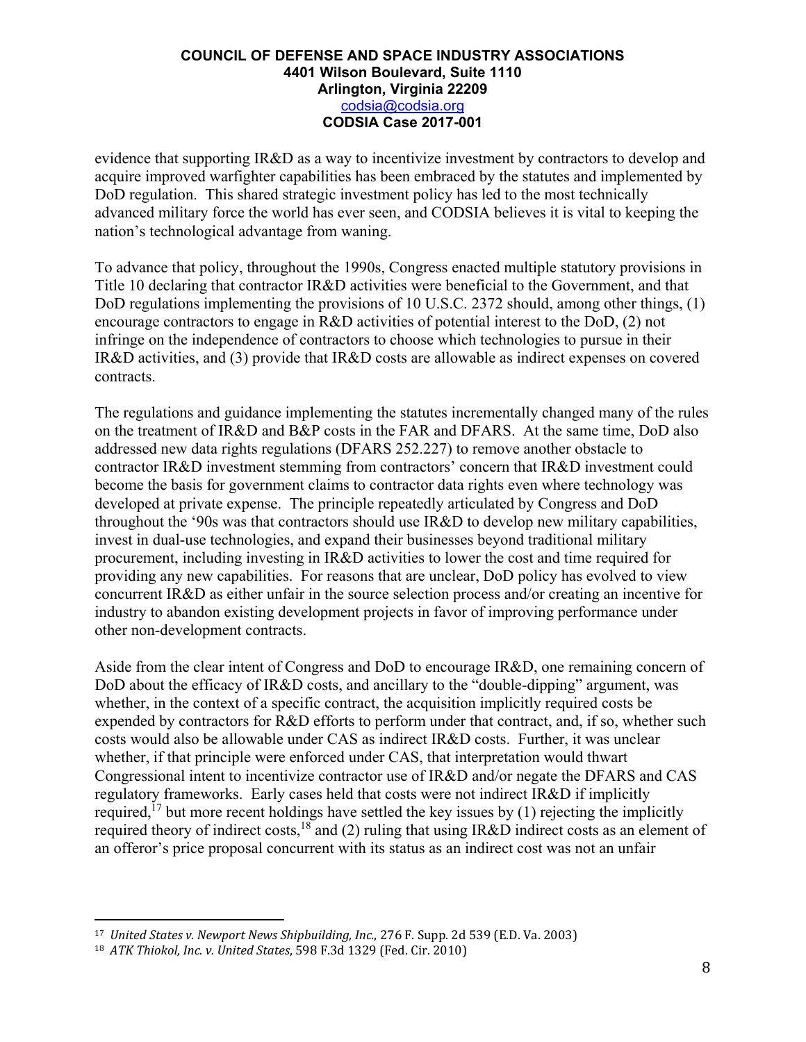evidence that supporting IR&D as a way to incentivize investment by contractors to develop and acquire improved warfighter capabilities has been embraced by the statutes and implemented by DoD regulation. This shared strategic investment policy has led to the most technically advanced military force the world has ever seen, and CODSIA believes it is vital to keeping the nation's technological advantage from waning.

To advance that policy, throughout the 1990s, Congress enacted multiple statutory provisions in Title 10 declaring that contractor IR&D activities were beneficial to the Government, and that DoD regulations implementing the provisions of 10 U.S.C. 2372 should, among other things, (1) encourage contractors to engage in R&D activities of potential interest to the DoD, (2) not infringe on the independence of contractors to choose which technologies to pursue in their IR&D activities, and (3) provide that IR&D costs are allowable as indirect expenses on covered contracts.

The regulations and guidance implementing the statutes incrementally changed many of the rules on the treatment of IR&D and B&P costs in the FAR and DFARS. At the same time, DoD also addressed new data rights regulations (DFARS 252.227) to remove another obstacle to contractor IR&D investment stemming from contractors' concern that IR&D investment could become the basis for government claims to contractor data rights even where technology was developed at private expense. The principle repeatedly articulated by Congress and DoD throughout the '90s was that contractors should use IR&D to develop new military capabilities, invest in dual-use technologies, and expand their businesses beyond traditional military procurement, including investing in IR&D activities to lower the cost and time required for providing any new capabilities. For reasons that are unclear, DoD policy has evolved to view concurrent IR&D as either unfair in the source selection process and/or creating an incentive for industry to abandon existing development projects in favor of improving performance under other non-development contracts.

Aside from the clear intent of Congress and DoD to encourage IR&D, one remaining concern of DoD about the efficacy of IR&D costs, and ancillary to the "double-dipping" argument, was whether, in the context of a specific contract, the acquisition implicitly required costs be expended by contractors for R&D efforts to perform under that contract, and, if so, whether such costs would also be allowable under CAS as indirect IR&D costs. Further, it was unclear whether, if that principle were enforced under CAS, that interpretation would thwart Congressional intent to incentivize contractor use of IR&D and/or negate the DFARS and CAS regulatory frameworks. Early cases held that costs were not indirect IR&D if implicitly required,[17] but more recent holdings have settled the key issues by (1) rejecting the implicitly required theory of indirect costs,[18] and (2) ruling that using IR&D indirect costs as an element of an offeror's price proposal concurrent with its status as an indirect cost was not an unfair

---

[17] *United States v. Newport News Shipbuilding, Inc.*, 276 F. Supp. 2d 539 (E.D. Va. 2003)

[18] *ATK Thiokol, Inc. v. United States*, 598 F.3d 1329 (Fed. Cir. 2010)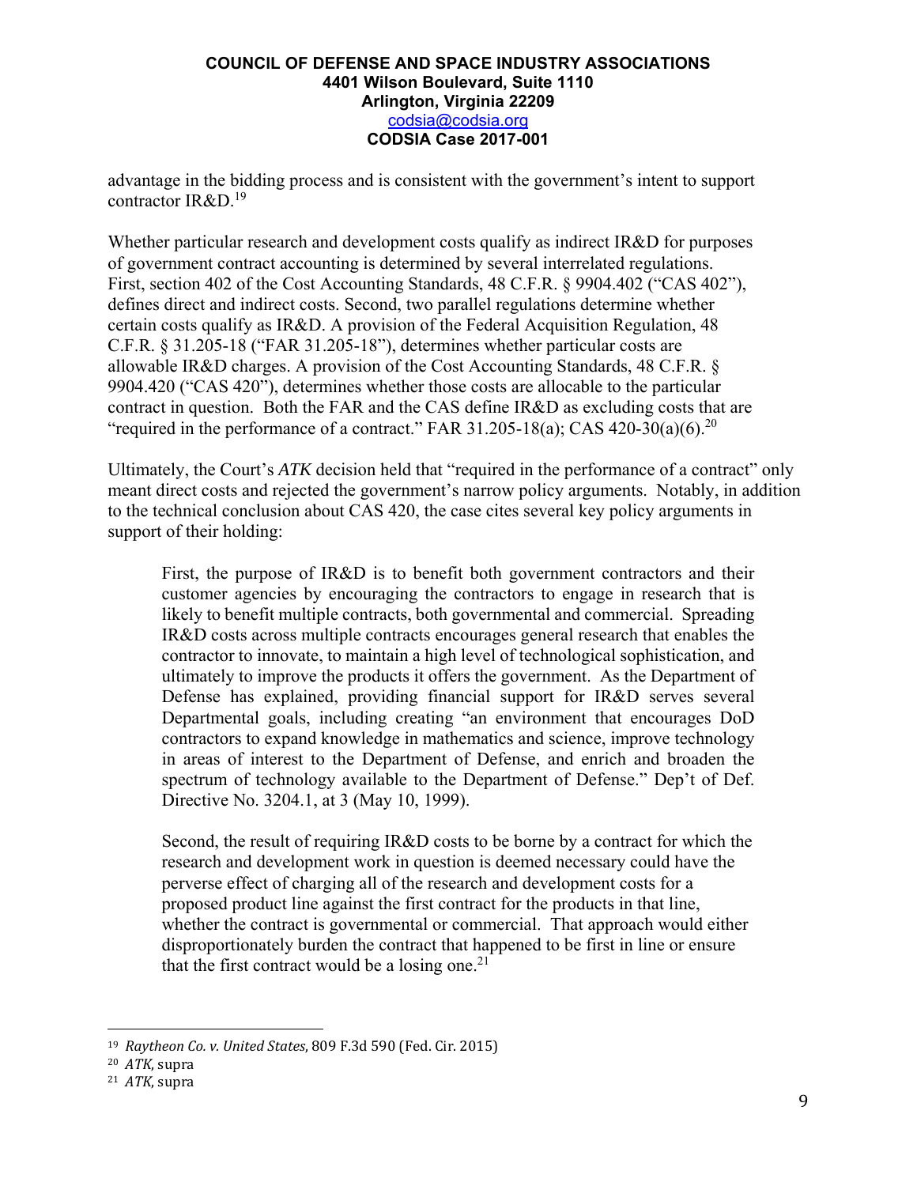advantage in the bidding process and is consistent with the government's intent to support contractor IR&D.[19]

Whether particular research and development costs qualify as indirect IR&D for purposes of government contract accounting is determined by several interrelated regulations. First, section 402 of the Cost Accounting Standards, 48 C.F.R. § 9904.402 ("CAS 402"), defines direct and indirect costs. Second, two parallel regulations determine whether certain costs qualify as IR&D. A provision of the Federal Acquisition Regulation, 48 C.F.R. § 31.205-18 ("FAR 31.205-18"), determines whether particular costs are allowable IR&D charges. A provision of the Cost Accounting Standards, 48 C.F.R. § 9904.420 ("CAS 420"), determines whether those costs are allocable to the particular contract in question. Both the FAR and the CAS define IR&D as excluding costs that are "required in the performance of a contract." FAR 31.205-18(a); CAS 420-30(a)(6).[20]

Ultimately, the Court's *ATK* decision held that "required in the performance of a contract" only meant direct costs and rejected the government's narrow policy arguments. Notably, in addition to the technical conclusion about CAS 420, the case cites several key policy arguments in support of their holding:

> First, the purpose of IR&D is to benefit both government contractors and their customer agencies by encouraging the contractors to engage in research that is likely to benefit multiple contracts, both governmental and commercial. Spreading IR&D costs across multiple contracts encourages general research that enables the contractor to innovate, to maintain a high level of technological sophistication, and ultimately to improve the products it offers the government. As the Department of Defense has explained, providing financial support for IR&D serves several Departmental goals, including creating "an environment that encourages DoD contractors to expand knowledge in mathematics and science, improve technology in areas of interest to the Department of Defense, and enrich and broaden the spectrum of technology available to the Department of Defense." Dep't of Def. Directive No. 3204.1, at 3 (May 10, 1999).
>
> Second, the result of requiring IR&D costs to be borne by a contract for which the research and development work in question is deemed necessary could have the perverse effect of charging all of the research and development costs for a proposed product line against the first contract for the products in that line, whether the contract is governmental or commercial. That approach would either disproportionately burden the contract that happened to be first in line or ensure that the first contract would be a losing one.[21]

---

[19] *Raytheon Co. v. United States*, 809 F.3d 590 (Fed. Cir. 2015)

[20] *ATK*, supra

[21] *ATK*, supra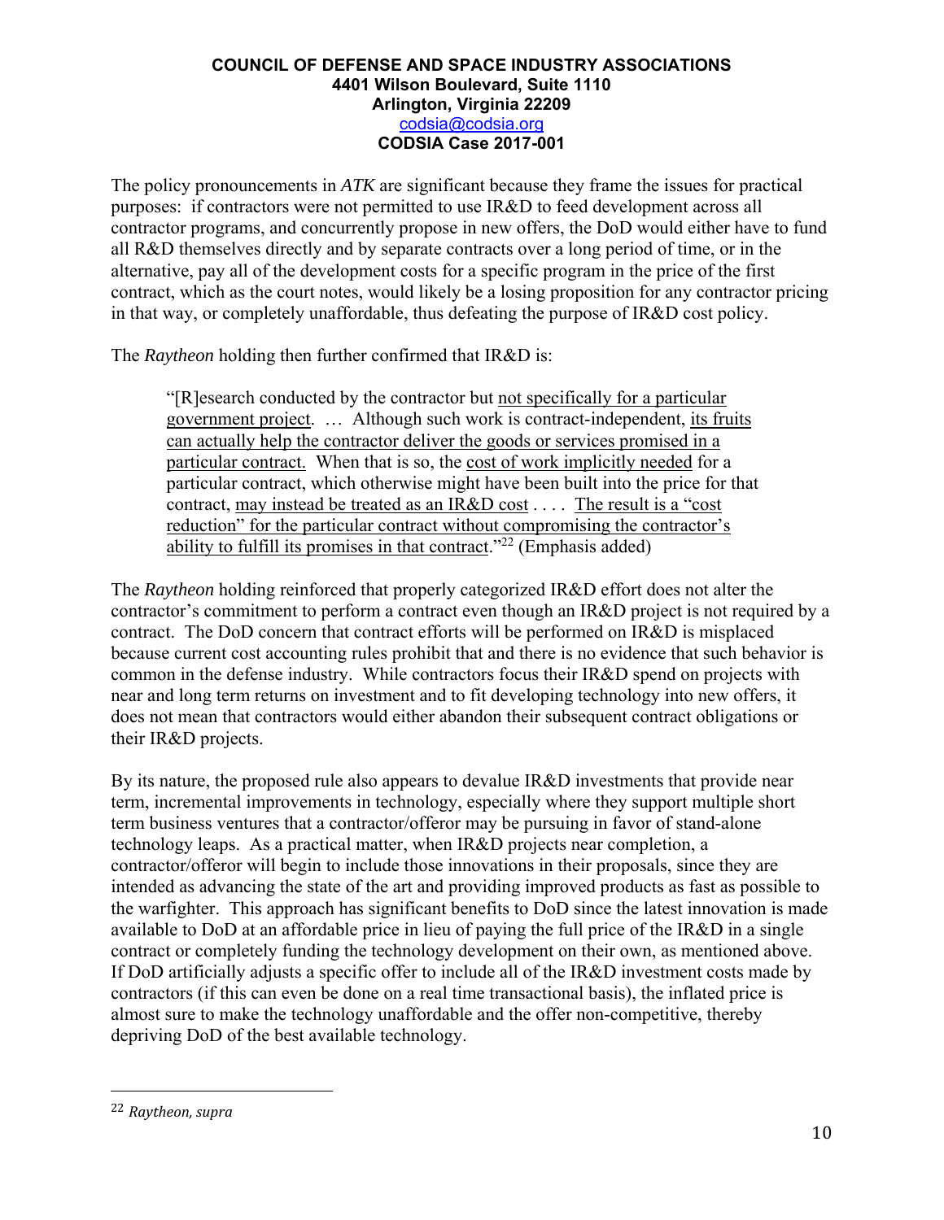The policy pronouncements in *ATK* are significant because they frame the issues for practical purposes: if contractors were not permitted to use IR&D to feed development across all contractor programs, and concurrently propose in new offers, the DoD would either have to fund all R&D themselves directly and by separate contracts over a long period of time, or in the alternative, pay all of the development costs for a specific program in the price of the first contract, which as the court notes, would likely be a losing proposition for any contractor pricing in that way, or completely unaffordable, thus defeating the purpose of IR&D cost policy.

The *Raytheon* holding then further confirmed that IR&D is:

> "[R]esearch conducted by the contractor but <u>not specifically for a particular government project</u>. … Although such work is contract-independent, <u>its fruits can actually help the contractor deliver the goods or services promised in a particular contract.</u> When that is so, the <u>cost of work implicitly needed</u> for a particular contract, which otherwise might have been built into the price for that contract, <u>may instead be treated as an IR&D cost</u> . . . . <u>The result is a "cost reduction" for the particular contract without compromising the contractor's ability to fulfill its promises in that contract</u>."[22] (Emphasis added)

The *Raytheon* holding reinforced that properly categorized IR&D effort does not alter the contractor's commitment to perform a contract even though an IR&D project is not required by a contract. The DoD concern that contract efforts will be performed on IR&D is misplaced because current cost accounting rules prohibit that and there is no evidence that such behavior is common in the defense industry. While contractors focus their IR&D spend on projects with near and long term returns on investment and to fit developing technology into new offers, it does not mean that contractors would either abandon their subsequent contract obligations or their IR&D projects.

By its nature, the proposed rule also appears to devalue IR&D investments that provide near term, incremental improvements in technology, especially where they support multiple short term business ventures that a contractor/offeror may be pursuing in favor of stand-alone technology leaps. As a practical matter, when IR&D projects near completion, a contractor/offeror will begin to include those innovations in their proposals, since they are intended as advancing the state of the art and providing improved products as fast as possible to the warfighter. This approach has significant benefits to DoD since the latest innovation is made available to DoD at an affordable price in lieu of paying the full price of the IR&D in a single contract or completely funding the technology development on their own, as mentioned above. If DoD artificially adjusts a specific offer to include all of the IR&D investment costs made by contractors (if this can even be done on a real time transactional basis), the inflated price is almost sure to make the technology unaffordable and the offer non-competitive, thereby depriving DoD of the best available technology.

---

[22] *Raytheon, supra*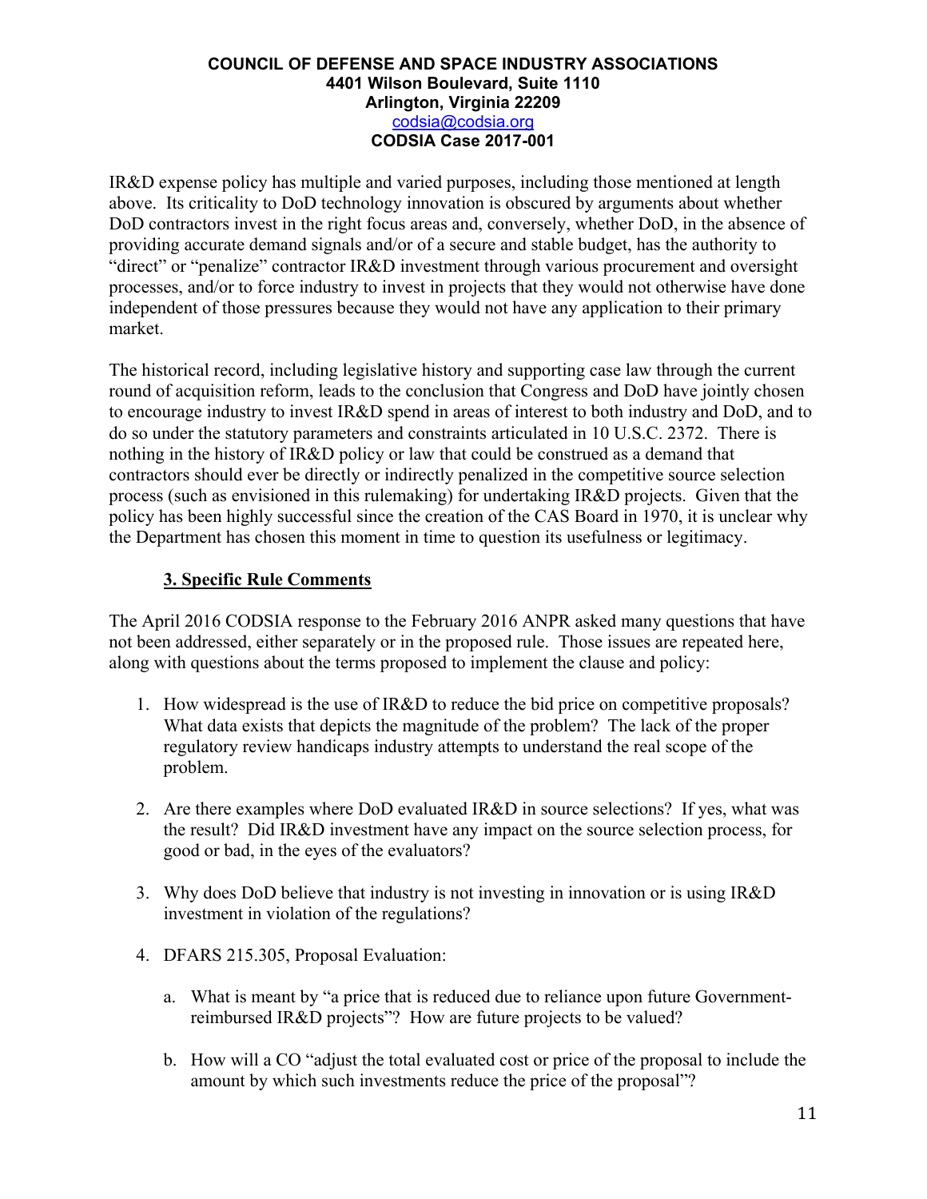COUNCIL OF DEFENSE AND SPACE INDUSTRY ASSOCIATIONS
4401 Wilson Boulevard, Suite 1110
Arlington, Virginia 22209
codsia@codsia.org
CODSIA Case 2017-001

IR&D expense policy has multiple and varied purposes, including those mentioned at length above. Its criticality to DoD technology innovation is obscured by arguments about whether DoD contractors invest in the right focus areas and, conversely, whether DoD, in the absence of providing accurate demand signals and/or of a secure and stable budget, has the authority to "direct" or "penalize" contractor IR&D investment through various procurement and oversight processes, and/or to force industry to invest in projects that they would not otherwise have done independent of those pressures because they would not have any application to their primary market.

The historical record, including legislative history and supporting case law through the current round of acquisition reform, leads to the conclusion that Congress and DoD have jointly chosen to encourage industry to invest IR&D spend in areas of interest to both industry and DoD, and to do so under the statutory parameters and constraints articulated in 10 U.S.C. 2372. There is nothing in the history of IR&D policy or law that could be construed as a demand that contractors should ever be directly or indirectly penalized in the competitive source selection process (such as envisioned in this rulemaking) for undertaking IR&D projects. Given that the policy has been highly successful since the creation of the CAS Board in 1970, it is unclear why the Department has chosen this moment in time to question its usefulness or legitimacy.

### 3. Specific Rule Comments

The April 2016 CODSIA response to the February 2016 ANPR asked many questions that have not been addressed, either separately or in the proposed rule. Those issues are repeated here, along with questions about the terms proposed to implement the clause and policy:

1. How widespread is the use of IR&D to reduce the bid price on competitive proposals? What data exists that depicts the magnitude of the problem? The lack of the proper regulatory review handicaps industry attempts to understand the real scope of the problem.

2. Are there examples where DoD evaluated IR&D in source selections? If yes, what was the result? Did IR&D investment have any impact on the source selection process, for good or bad, in the eyes of the evaluators?

3. Why does DoD believe that industry is not investing in innovation or is using IR&D investment in violation of the regulations?

4. DFARS 215.305, Proposal Evaluation:

   a. What is meant by "a price that is reduced due to reliance upon future Government-reimbursed IR&D projects"? How are future projects to be valued?

   b. How will a CO "adjust the total evaluated cost or price of the proposal to include the amount by which such investments reduce the price of the proposal"?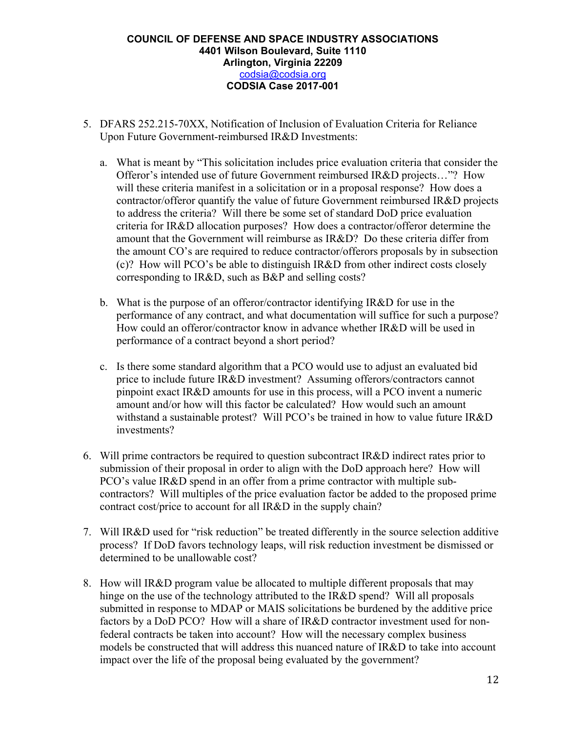**COUNCIL OF DEFENSE AND SPACE INDUSTRY ASSOCIATIONS**
**4401 Wilson Boulevard, Suite 1110**
**Arlington, Virginia 22209**
codsia@codsia.org
**CODSIA Case 2017-001**

5. DFARS 252.215-70XX, Notification of Inclusion of Evaluation Criteria for Reliance Upon Future Government-reimbursed IR&D Investments:

   a. What is meant by "This solicitation includes price evaluation criteria that consider the Offeror's intended use of future Government reimbursed IR&D projects…"? How will these criteria manifest in a solicitation or in a proposal response? How does a contractor/offeror quantify the value of future Government reimbursed IR&D projects to address the criteria? Will there be some set of standard DoD price evaluation criteria for IR&D allocation purposes? How does a contractor/offeror determine the amount that the Government will reimburse as IR&D? Do these criteria differ from the amount CO's are required to reduce contractor/offerors proposals by in subsection (c)? How will PCO's be able to distinguish IR&D from other indirect costs closely corresponding to IR&D, such as B&P and selling costs?

   b. What is the purpose of an offeror/contractor identifying IR&D for use in the performance of any contract, and what documentation will suffice for such a purpose? How could an offeror/contractor know in advance whether IR&D will be used in performance of a contract beyond a short period?

   c. Is there some standard algorithm that a PCO would use to adjust an evaluated bid price to include future IR&D investment? Assuming offerors/contractors cannot pinpoint exact IR&D amounts for use in this process, will a PCO invent a numeric amount and/or how will this factor be calculated? How would such an amount withstand a sustainable protest? Will PCO's be trained in how to value future IR&D investments?

6. Will prime contractors be required to question subcontract IR&D indirect rates prior to submission of their proposal in order to align with the DoD approach here? How will PCO's value IR&D spend in an offer from a prime contractor with multiple sub-contractors? Will multiples of the price evaluation factor be added to the proposed prime contract cost/price to account for all IR&D in the supply chain?

7. Will IR&D used for "risk reduction" be treated differently in the source selection additive process? If DoD favors technology leaps, will risk reduction investment be dismissed or determined to be unallowable cost?

8. How will IR&D program value be allocated to multiple different proposals that may hinge on the use of the technology attributed to the IR&D spend? Will all proposals submitted in response to MDAP or MAIS solicitations be burdened by the additive price factors by a DoD PCO? How will a share of IR&D contractor investment used for non-federal contracts be taken into account? How will the necessary complex business models be constructed that will address this nuanced nature of IR&D to take into account impact over the life of the proposal being evaluated by the government?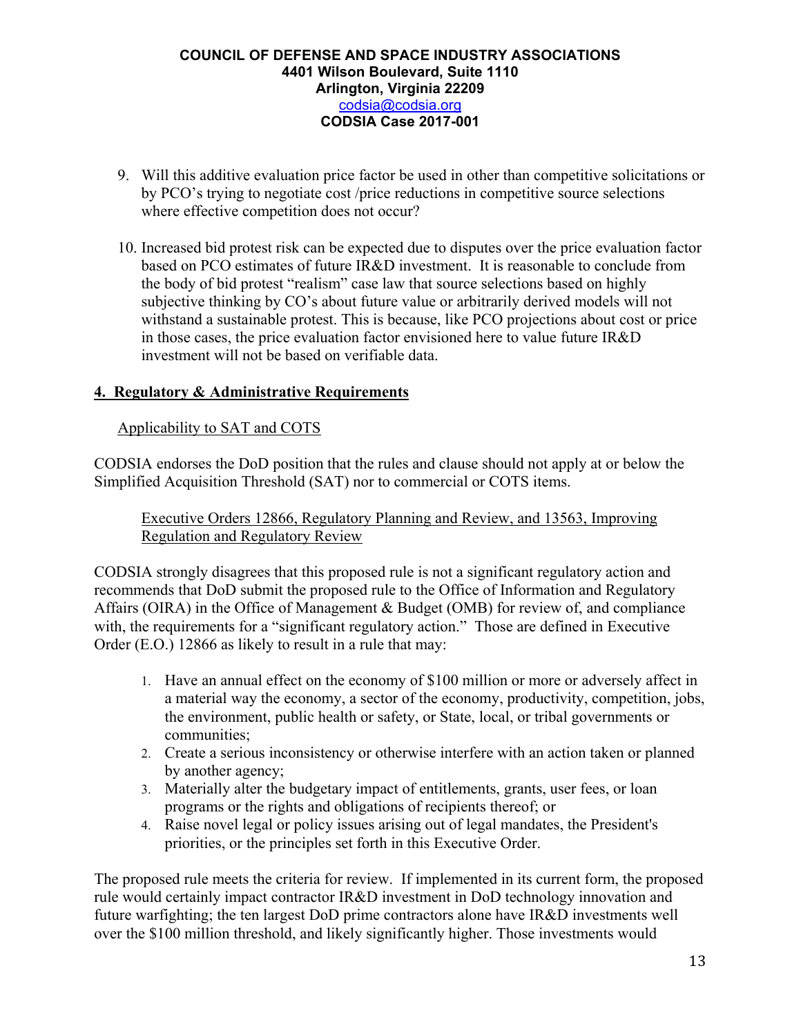9. Will this additive evaluation price factor be used in other than competitive solicitations or by PCO's trying to negotiate cost /price reductions in competitive source selections where effective competition does not occur?

10. Increased bid protest risk can be expected due to disputes over the price evaluation factor based on PCO estimates of future IR&D investment. It is reasonable to conclude from the body of bid protest "realism" case law that source selections based on highly subjective thinking by CO's about future value or arbitrarily derived models will not withstand a sustainable protest. This is because, like PCO projections about cost or price in those cases, the price evaluation factor envisioned here to value future IR&D investment will not be based on verifiable data.

## 4. Regulatory & Administrative Requirements

### Applicability to SAT and COTS

CODSIA endorses the DoD position that the rules and clause should not apply at or below the Simplified Acquisition Threshold (SAT) nor to commercial or COTS items.

### Executive Orders 12866, Regulatory Planning and Review, and 13563, Improving Regulation and Regulatory Review

CODSIA strongly disagrees that this proposed rule is not a significant regulatory action and recommends that DoD submit the proposed rule to the Office of Information and Regulatory Affairs (OIRA) in the Office of Management & Budget (OMB) for review of, and compliance with, the requirements for a "significant regulatory action." Those are defined in Executive Order (E.O.) 12866 as likely to result in a rule that may:

1. Have an annual effect on the economy of $100 million or more or adversely affect in a material way the economy, a sector of the economy, productivity, competition, jobs, the environment, public health or safety, or State, local, or tribal governments or communities;
2. Create a serious inconsistency or otherwise interfere with an action taken or planned by another agency;
3. Materially alter the budgetary impact of entitlements, grants, user fees, or loan programs or the rights and obligations of recipients thereof; or
4. Raise novel legal or policy issues arising out of legal mandates, the President's priorities, or the principles set forth in this Executive Order.

The proposed rule meets the criteria for review. If implemented in its current form, the proposed rule would certainly impact contractor IR&D investment in DoD technology innovation and future warfighting; the ten largest DoD prime contractors alone have IR&D investments well over the $100 million threshold, and likely significantly higher. Those investments would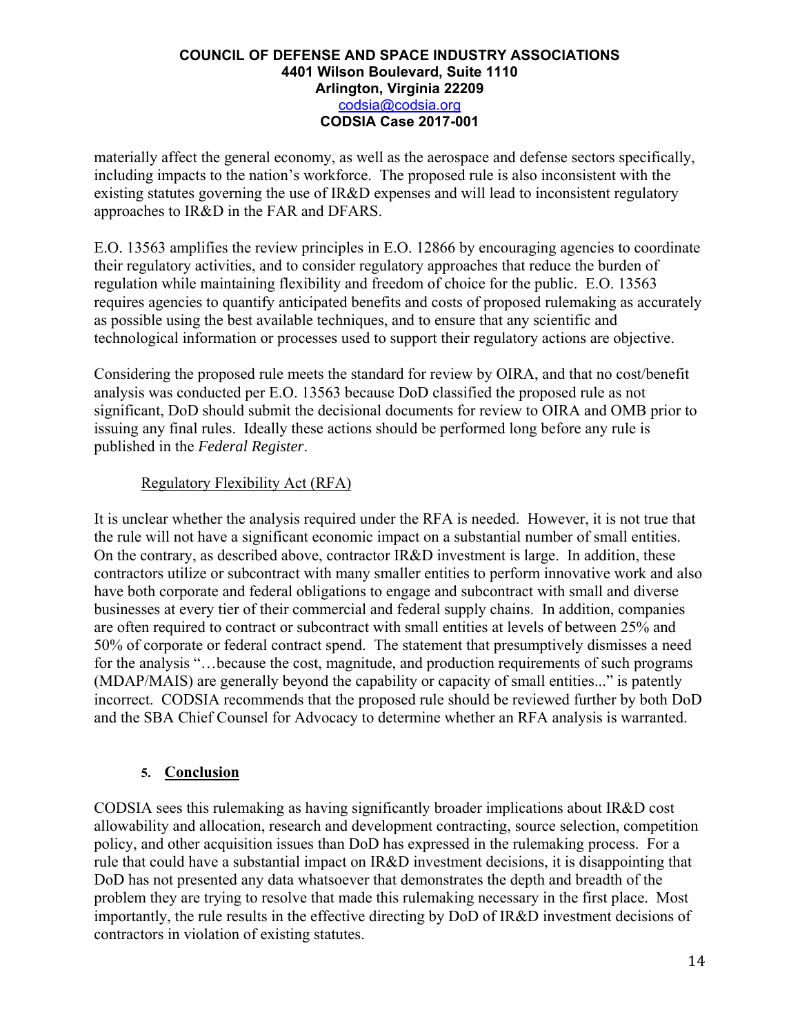materially affect the general economy, as well as the aerospace and defense sectors specifically, including impacts to the nation's workforce. The proposed rule is also inconsistent with the existing statutes governing the use of IR&D expenses and will lead to inconsistent regulatory approaches to IR&D in the FAR and DFARS.

E.O. 13563 amplifies the review principles in E.O. 12866 by encouraging agencies to coordinate their regulatory activities, and to consider regulatory approaches that reduce the burden of regulation while maintaining flexibility and freedom of choice for the public. E.O. 13563 requires agencies to quantify anticipated benefits and costs of proposed rulemaking as accurately as possible using the best available techniques, and to ensure that any scientific and technological information or processes used to support their regulatory actions are objective.

Considering the proposed rule meets the standard for review by OIRA, and that no cost/benefit analysis was conducted per E.O. 13563 because DoD classified the proposed rule as not significant, DoD should submit the decisional documents for review to OIRA and OMB prior to issuing any final rules. Ideally these actions should be performed long before any rule is published in the *Federal Register*.

<u>Regulatory Flexibility Act (RFA)</u>

It is unclear whether the analysis required under the RFA is needed. However, it is not true that the rule will not have a significant economic impact on a substantial number of small entities. On the contrary, as described above, contractor IR&D investment is large. In addition, these contractors utilize or subcontract with many smaller entities to perform innovative work and also have both corporate and federal obligations to engage and subcontract with small and diverse businesses at every tier of their commercial and federal supply chains. In addition, companies are often required to contract or subcontract with small entities at levels of between 25% and 50% of corporate or federal contract spend. The statement that presumptively dismisses a need for the analysis "…because the cost, magnitude, and production requirements of such programs (MDAP/MAIS) are generally beyond the capability or capacity of small entities..." is patently incorrect. CODSIA recommends that the proposed rule should be reviewed further by both DoD and the SBA Chief Counsel for Advocacy to determine whether an RFA analysis is warranted.

## 5. Conclusion

CODSIA sees this rulemaking as having significantly broader implications about IR&D cost allowability and allocation, research and development contracting, source selection, competition policy, and other acquisition issues than DoD has expressed in the rulemaking process. For a rule that could have a substantial impact on IR&D investment decisions, it is disappointing that DoD has not presented any data whatsoever that demonstrates the depth and breadth of the problem they are trying to resolve that made this rulemaking necessary in the first place. Most importantly, the rule results in the effective directing by DoD of IR&D investment decisions of contractors in violation of existing statutes.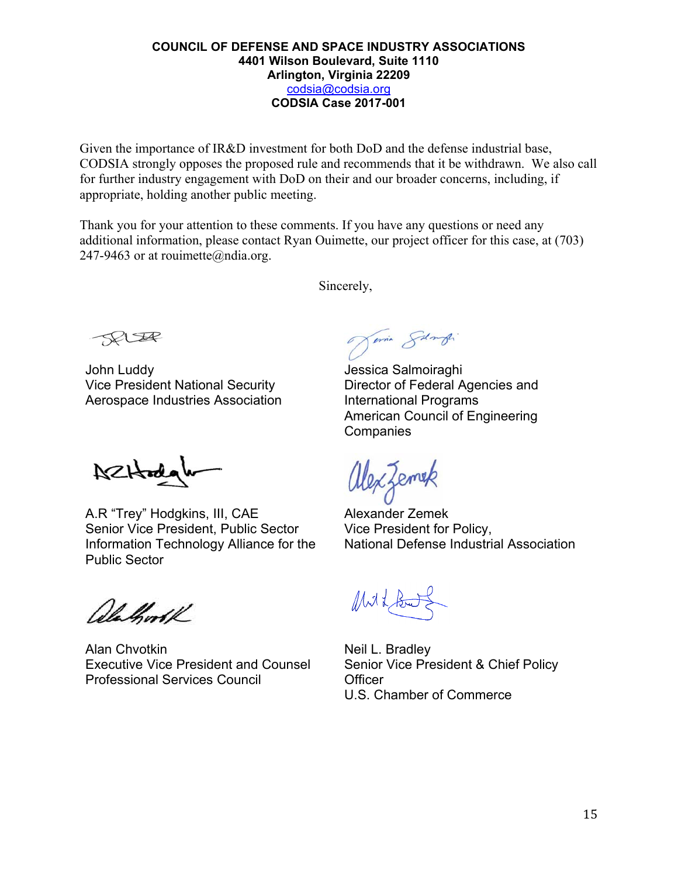**COUNCIL OF DEFENSE AND SPACE INDUSTRY ASSOCIATIONS**
**4401 Wilson Boulevard, Suite 1110**
**Arlington, Virginia 22209**
codsia@codsia.org
**CODSIA Case 2017-001**

Given the importance of IR&D investment for both DoD and the defense industrial base, CODSIA strongly opposes the proposed rule and recommends that it be withdrawn. We also call for further industry engagement with DoD on their and our broader concerns, including, if appropriate, holding another public meeting.

Thank you for your attention to these comments. If you have any questions or need any additional information, please contact Ryan Ouimette, our project officer for this case, at (703) 247-9463 or at rouimette@ndia.org.

Sincerely,

John Luddy
Vice President National Security
Aerospace Industries Association

Jessica Salmoiraghi
Director of Federal Agencies and International Programs
American Council of Engineering Companies

A.R "Trey" Hodgkins, III, CAE
Senior Vice President, Public Sector
Information Technology Alliance for the Public Sector

Alexander Zemek
Vice President for Policy,
National Defense Industrial Association

Alan Chvotkin
Executive Vice President and Counsel
Professional Services Council

Neil L. Bradley
Senior Vice President & Chief Policy Officer
U.S. Chamber of Commerce